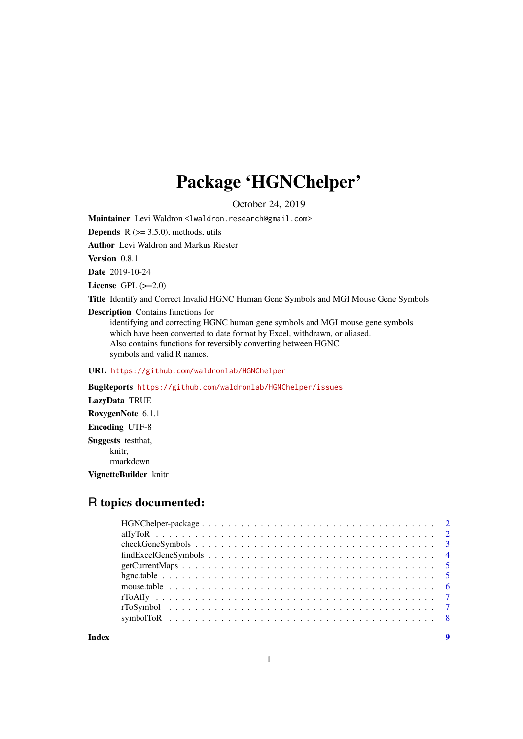# Package 'HGNChelper'

October 24, 2019

**Maintainer** Levi Waldron <lwaldron.research@gmail.com>

**Depends** R (>= 3.5.0), methods, utils

**Author** Levi Waldron and Markus Riester

**Version** 0.8.1

**Date** 2019-10-24

**License** GPL (>=2.0)

**Title** Identify and Correct Invalid HGNC Human Gene Symbols and MGI Mouse Gene Symbols

**Description** Contains functions for
identifying and correcting HGNC human gene symbols and MGI mouse gene symbols
which have been converted to date format by Excel, withdrawn, or aliased.
Also contains functions for reversibly converting between HGNC
symbols and valid R names.

**URL** https://github.com/waldronlab/HGNChelper

**BugReports** https://github.com/waldronlab/HGNChelper/issues

**LazyData** TRUE

**RoxygenNote** 6.1.1

**Encoding** UTF-8

**Suggests** testthat,
knitr,
rmarkdown

**VignetteBuilder** knitr

## R topics documented:

- HGNChelper-package . . . . . . . . . . . . . . . . . . . . . . . . . . . . . . . . . . 2
- affyToR . . . . . . . . . . . . . . . . . . . . . . . . . . . . . . . . . . . . . . . . . 2
- checkGeneSymbols . . . . . . . . . . . . . . . . . . . . . . . . . . . . . . . . . . . 3
- findExcelGeneSymbols . . . . . . . . . . . . . . . . . . . . . . . . . . . . . . . . . 4
- getCurrentMaps . . . . . . . . . . . . . . . . . . . . . . . . . . . . . . . . . . . . 5
- hgnc.table . . . . . . . . . . . . . . . . . . . . . . . . . . . . . . . . . . . . . . . 5
- mouse.table . . . . . . . . . . . . . . . . . . . . . . . . . . . . . . . . . . . . . . 6
- rToAffy . . . . . . . . . . . . . . . . . . . . . . . . . . . . . . . . . . . . . . . . . 7
- rToSymbol . . . . . . . . . . . . . . . . . . . . . . . . . . . . . . . . . . . . . . . 7
- symbolToR . . . . . . . . . . . . . . . . . . . . . . . . . . . . . . . . . . . . . . . 8

**Index** 9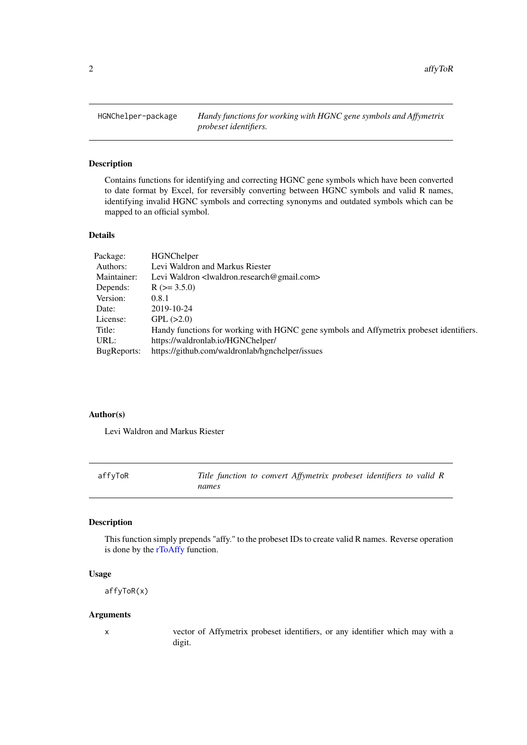## HGNChelper-package — *Handy functions for working with HGNC gene symbols and Affymetrix probeset identifiers.*

### Description

Contains functions for identifying and correcting HGNC gene symbols which have been converted to date format by Excel, for reversibly converting between HGNC symbols and valid R names, identifying invalid HGNC symbols and correcting synonyms and outdated symbols which can be mapped to an official symbol.

### Details

| | |
|---|---|
| Package: | HGNChelper |
| Authors: | Levi Waldron and Markus Riester |
| Maintainer: | Levi Waldron <lwaldron.research@gmail.com> |
| Depends: | R (>= 3.5.0) |
| Version: | 0.8.1 |
| Date: | 2019-10-24 |
| License: | GPL (>2.0) |
| Title: | Handy functions for working with HGNC gene symbols and Affymetrix probeset identifiers. |
| URL: | https://waldronlab.io/HGNChelper/ |
| BugReports: | https://github.com/waldronlab/hgnchelper/issues |

### Author(s)

Levi Waldron and Markus Riester

## affyToR — *Title function to convert Affymetrix probeset identifiers to valid R names*

### Description

This function simply prepends "affy." to the probeset IDs to create valid R names. Reverse operation is done by the rToAffy function.

### Usage

```
affyToR(x)
```

### Arguments

| | |
|---|---|
| x | vector of Affymetrix probeset identifiers, or any identifier which may with a digit. |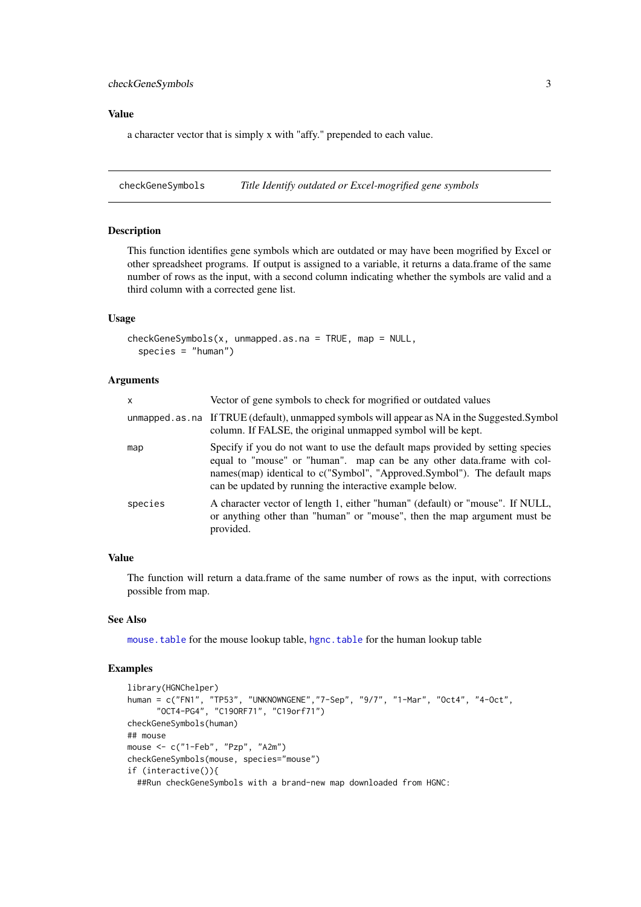### Value

a character vector that is simply x with "affy." prepended to each value.

---

## checkGeneSymbols *Title Identify outdated or Excel-mogrified gene symbols*

### Description

This function identifies gene symbols which are outdated or may have been mogrified by Excel or other spreadsheet programs. If output is assigned to a variable, it returns a data.frame of the same number of rows as the input, with a second column indicating whether the symbols are valid and a third column with a corrected gene list.

### Usage

```
checkGeneSymbols(x, unmapped.as.na = TRUE, map = NULL,
  species = "human")
```

### Arguments

| | |
|---|---|
| x | Vector of gene symbols to check for mogrified or outdated values |
| unmapped.as.na | If TRUE (default), unmapped symbols will appear as NA in the Suggested.Symbol column. If FALSE, the original unmapped symbol will be kept. |
| map | Specify if you do not want to use the default maps provided by setting species equal to "mouse" or "human". map can be any other data.frame with colnames(map) identical to c("Symbol", "Approved.Symbol"). The default maps can be updated by running the interactive example below. |
| species | A character vector of length 1, either "human" (default) or "mouse". If NULL, or anything other than "human" or "mouse", then the map argument must be provided. |

### Value

The function will return a data.frame of the same number of rows as the input, with corrections possible from map.

### See Also

mouse.table for the mouse lookup table, hgnc.table for the human lookup table

### Examples

```
library(HGNChelper)
human = c("FN1", "TP53", "UNKNOWNGENE","7-Sep", "9/7", "1-Mar", "Oct4", "4-Oct",
      "OCT4-PG4", "C19ORF71", "C19orf71")
checkGeneSymbols(human)
## mouse
mouse <- c("1-Feb", "Pzp", "A2m")
checkGeneSymbols(mouse, species="mouse")
if (interactive()){
  ##Run checkGeneSymbols with a brand-new map downloaded from HGNC:
```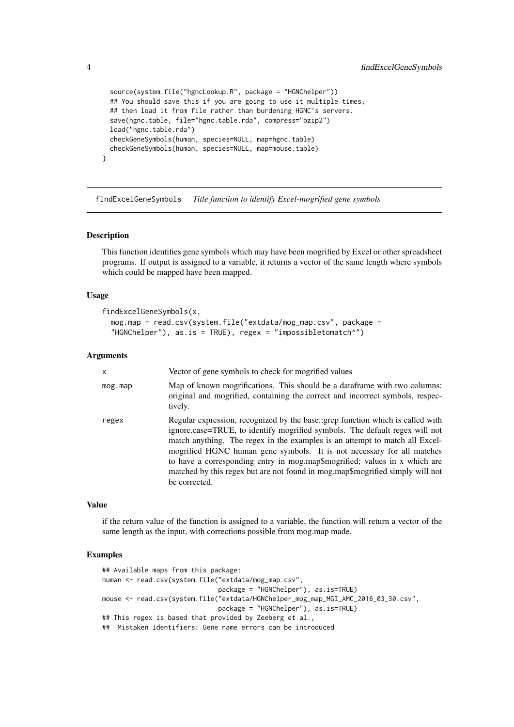```
  source(system.file("hgncLookup.R", package = "HGNChelper"))
  ## You should save this if you are going to use it multiple times,
  ## then load it from file rather than burdening HGNC's servers.
  save(hgnc.table, file="hgnc.table.rda", compress="bzip2")
  load("hgnc.table.rda")
  checkGeneSymbols(human, species=NULL, map=hgnc.table)
  checkGeneSymbols(human, species=NULL, map=mouse.table)
}
```

---

## findExcelGeneSymbols    *Title function to identify Excel-mogrified gene symbols*

### Description

This function identifies gene symbols which may have been mogrified by Excel or other spreadsheet programs. If output is assigned to a variable, it returns a vector of the same length where symbols which could be mapped have been mapped.

### Usage

```
findExcelGeneSymbols(x,
  mog.map = read.csv(system.file("extdata/mog_map.csv", package =
  "HGNChelper"), as.is = TRUE), regex = "impossibletomatch^")
```

### Arguments

| | |
|---|---|
| x | Vector of gene symbols to check for mogrified values |
| mog.map | Map of known mogrifications. This should be a dataframe with two columns: original and mogrified, containing the correct and incorrect symbols, respectively. |
| regex | Regular expression, recognized by the base::grep function which is called with ignore.case=TRUE, to identify mogrified symbols. The default regex will not match anything. The regex in the examples is an attempt to match all Excel-mogrified HGNC human gene symbols. It is not necessary for all matches to have a corresponding entry in mog.map$mogrified; values in x which are matched by this regex but are not found in mog.map$mogrified simply will not be corrected. |

### Value

if the return value of the function is assigned to a variable, the function will return a vector of the same length as the input, with corrections possible from mog.map made.

### Examples

```
## Available maps from this package:
human <- read.csv(system.file("extdata/mog_map.csv",
                              package = "HGNChelper"), as.is=TRUE)
mouse <- read.csv(system.file("extdata/HGNChelper_mog_map_MGI_AMC_2016_03_30.csv",
                              package = "HGNChelper"), as.is=TRUE)
## This regex is based that provided by Zeeberg et al.,
##  Mistaken Identifiers: Gene name errors can be introduced
```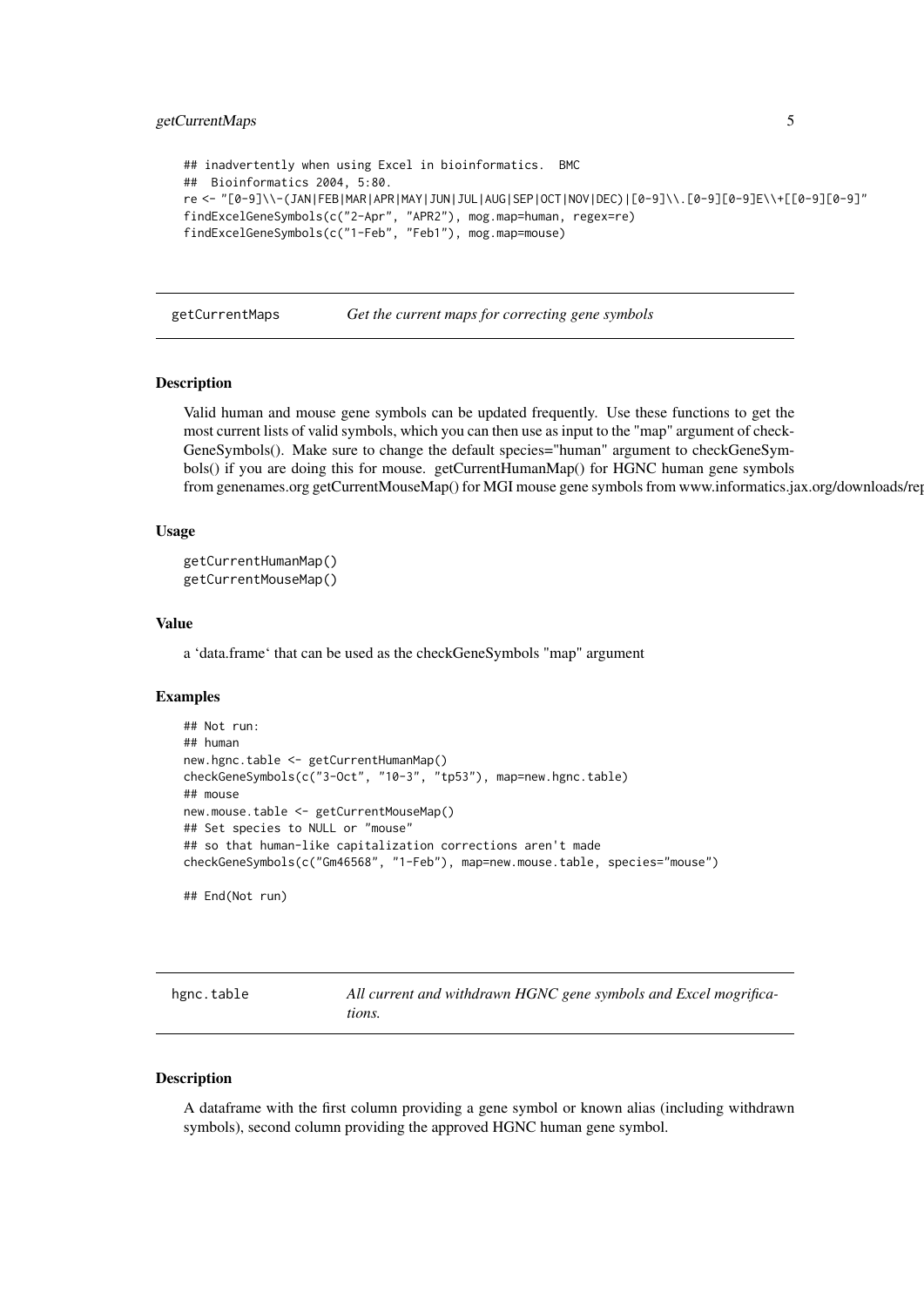```
## inadvertently when using Excel in bioinformatics.  BMC
##  Bioinformatics 2004, 5:80.
re <- "[0-9]\\-(JAN|FEB|MAR|APR|MAY|JUN|JUL|AUG|SEP|OCT|NOV|DEC)|[0-9]\\.[0-9][0-9]E\\+[[0-9][0-9]"
findExcelGeneSymbols(c("2-Apr", "APR2"), mog.map=human, regex=re)
findExcelGeneSymbols(c("1-Feb", "Feb1"), mog.map=mouse)
```

## getCurrentMaps — *Get the current maps for correcting gene symbols*

### Description

Valid human and mouse gene symbols can be updated frequently. Use these functions to get the most current lists of valid symbols, which you can then use as input to the "map" argument of checkGeneSymbols(). Make sure to change the default species="human" argument to checkGeneSymbols() if you are doing this for mouse. getCurrentHumanMap() for HGNC human gene symbols from genenames.org getCurrentMouseMap() for MGI mouse gene symbols from www.informatics.jax.org/downloads/rep

### Usage

```
getCurrentHumanMap()
getCurrentMouseMap()
```

### Value

a 'data.frame' that can be used as the checkGeneSymbols "map" argument

### Examples

```
## Not run:
## human
new.hgnc.table <- getCurrentHumanMap()
checkGeneSymbols(c("3-Oct", "10-3", "tp53"), map=new.hgnc.table)
## mouse
new.mouse.table <- getCurrentMouseMap()
## Set species to NULL or "mouse"
## so that human-like capitalization corrections aren't made
checkGeneSymbols(c("Gm46568", "1-Feb"), map=new.mouse.table, species="mouse")

## End(Not run)
```

## hgnc.table — *All current and withdrawn HGNC gene symbols and Excel mogrifications.*

### Description

A dataframe with the first column providing a gene symbol or known alias (including withdrawn symbols), second column providing the approved HGNC human gene symbol.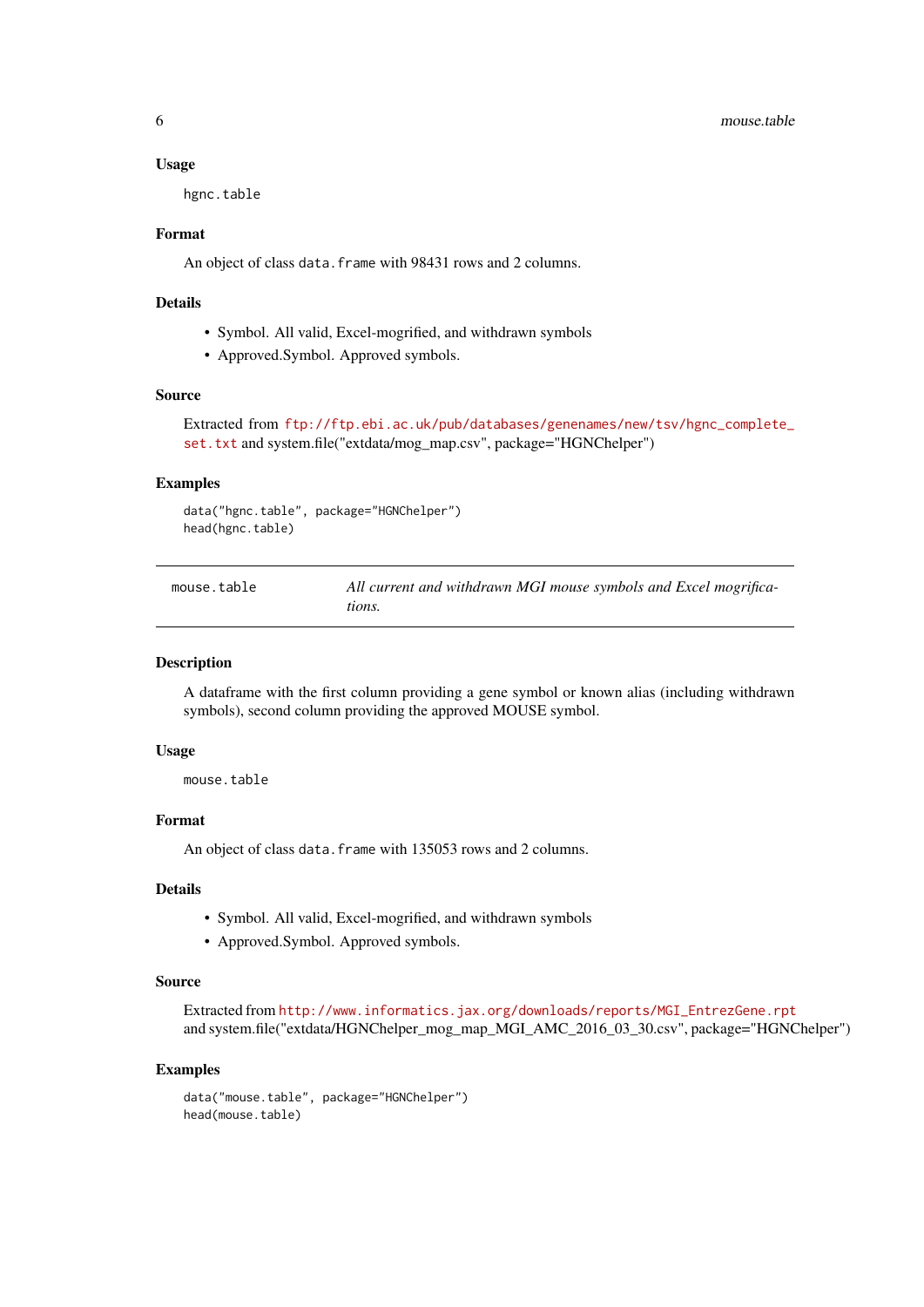### Usage

```
hgnc.table
```

### Format

An object of class `data.frame` with 98431 rows and 2 columns.

### Details

- Symbol. All valid, Excel-mogrified, and withdrawn symbols
- Approved.Symbol. Approved symbols.

### Source

Extracted from ftp://ftp.ebi.ac.uk/pub/databases/genenames/new/tsv/hgnc_complete_set.txt and system.file("extdata/mog_map.csv", package="HGNChelper")

### Examples

```
data("hgnc.table", package="HGNChelper")
head(hgnc.table)
```

---

## mouse.table — *All current and withdrawn MGI mouse symbols and Excel mogrifications.*

---

### Description

A dataframe with the first column providing a gene symbol or known alias (including withdrawn symbols), second column providing the approved MOUSE symbol.

### Usage

```
mouse.table
```

### Format

An object of class `data.frame` with 135053 rows and 2 columns.

### Details

- Symbol. All valid, Excel-mogrified, and withdrawn symbols
- Approved.Symbol. Approved symbols.

### Source

Extracted from http://www.informatics.jax.org/downloads/reports/MGI_EntrezGene.rpt and system.file("extdata/HGNChelper_mog_map_MGI_AMC_2016_03_30.csv", package="HGNChelper")

### Examples

```
data("mouse.table", package="HGNChelper")
head(mouse.table)
```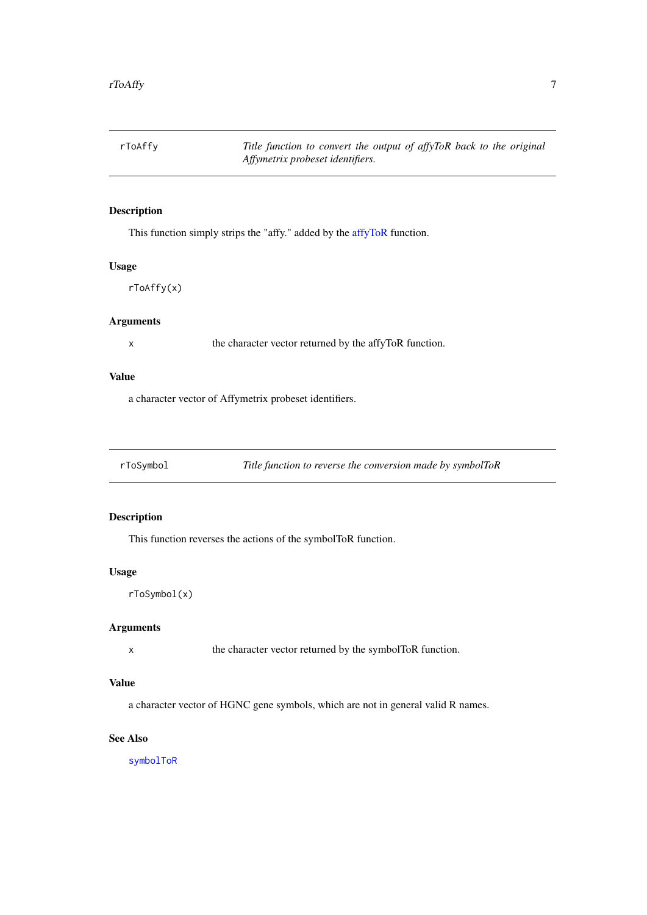## rToAffy

*Title function to convert the output of affyToR back to the original Affymetrix probeset identifiers.*

### Description

This function simply strips the "affy." added by the affyToR function.

### Usage

```
rToAffy(x)
```

### Arguments

| | |
|---|---|
| x | the character vector returned by the affyToR function. |

### Value

a character vector of Affymetrix probeset identifiers.

## rToSymbol

*Title function to reverse the conversion made by symbolToR*

### Description

This function reverses the actions of the symbolToR function.

### Usage

```
rToSymbol(x)
```

### Arguments

| | |
|---|---|
| x | the character vector returned by the symbolToR function. |

### Value

a character vector of HGNC gene symbols, which are not in general valid R names.

### See Also

symbolToR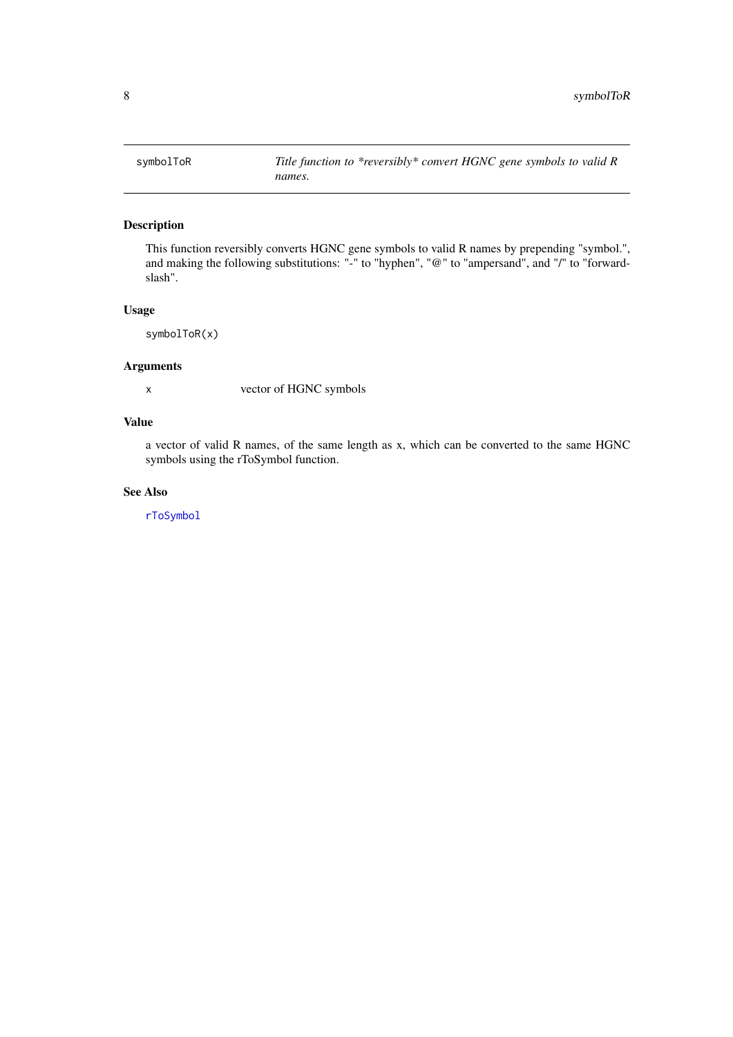## symbolToR

*Title function to \*reversibly\* convert HGNC gene symbols to valid R names.*

### Description

This function reversibly converts HGNC gene symbols to valid R names by prepending "symbol.", and making the following substitutions: "-" to "hyphen", "@" to "ampersand", and "/" to "forward-slash".

### Usage

```
symbolToR(x)
```

### Arguments

| | |
|---|---|
| x | vector of HGNC symbols |

### Value

a vector of valid R names, of the same length as x, which can be converted to the same HGNC symbols using the rToSymbol function.

### See Also

rToSymbol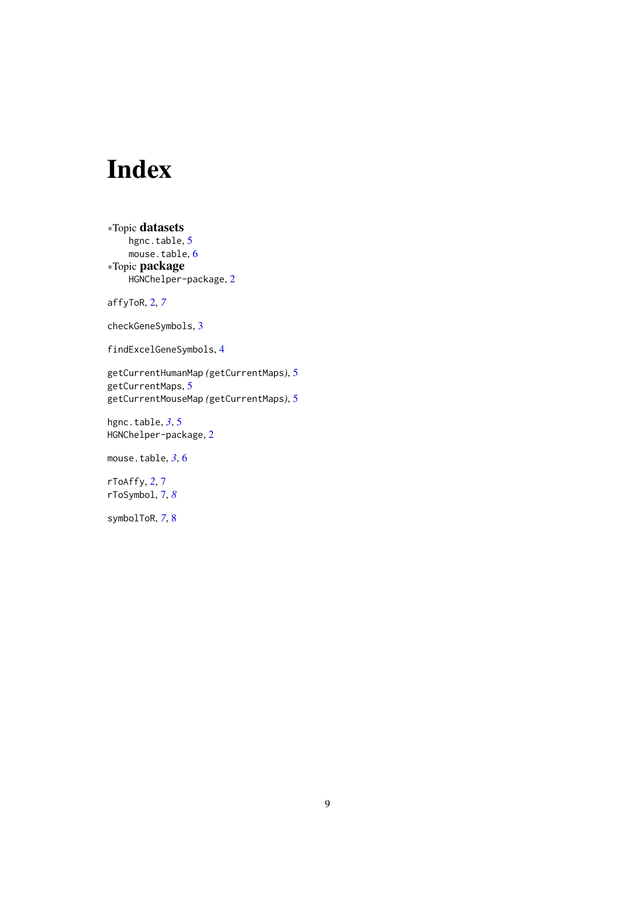# Index

*Topic **datasets**
    hgnc.table, 5
    mouse.table, 6
*Topic **package**
    HGNChelper-package, 2

affyToR, 2, *7*

checkGeneSymbols, 3

findExcelGeneSymbols, 4

getCurrentHumanMap *(*getCurrentMaps*)*, 5
getCurrentMaps, 5
getCurrentMouseMap *(*getCurrentMaps*)*, 5

hgnc.table, *3*, 5
HGNChelper-package, 2

mouse.table, *3*, 6

rToAffy, *2*, 7
rToSymbol, 7, *8*

symbolToR, *7*, 8